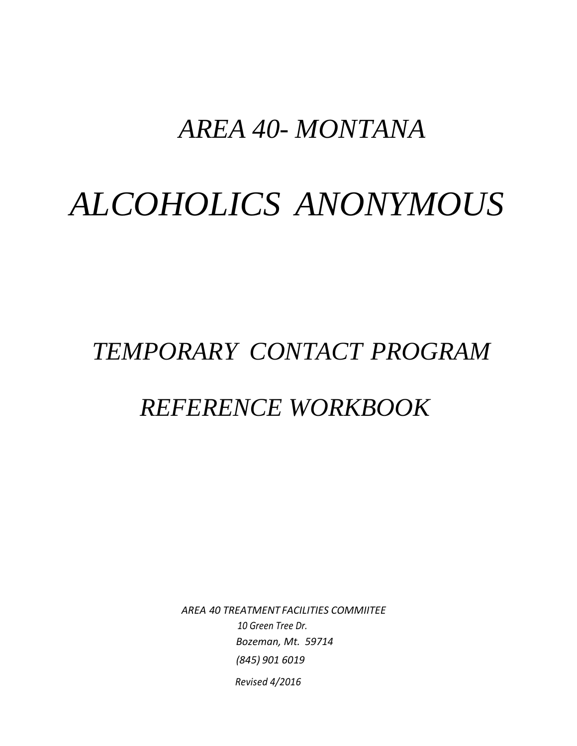# *AREA 40- MONTANA*

# *ALCOHOLICS ANONYMOUS*

## *TEMPORARY CONTACT PROGRAM*

## *REFERENCE WORKBOOK*

*AREA 40 TREATMENT FACILITIES COMMIITEE*
*10 Green Tree Dr.*
*Bozeman, Mt. 59714*
*(845) 901 6019*

*Revised 4/2016*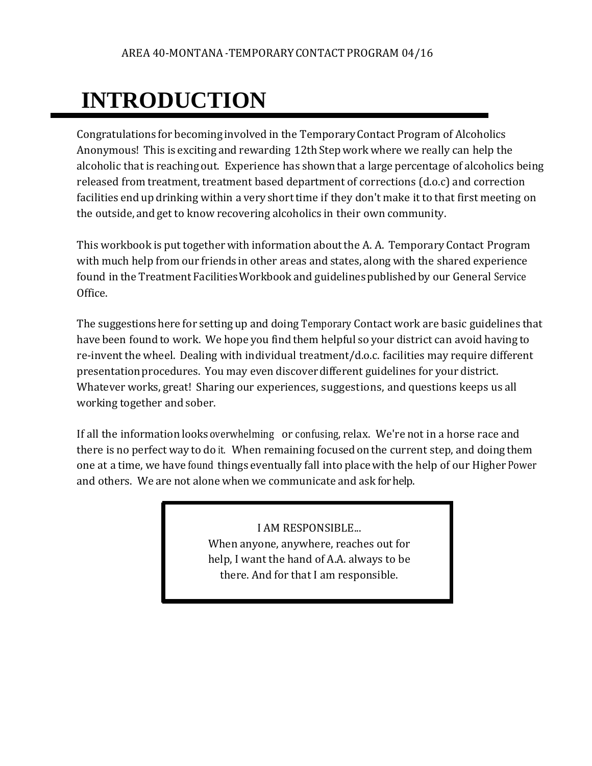# INTRODUCTION

Congratulations for becoming involved in the Temporary Contact Program of Alcoholics Anonymous! This is exciting and rewarding 12th Step work where we really can help the alcoholic that is reaching out. Experience has shown that a large percentage of alcoholics being released from treatment, treatment based department of corrections (d.o.c) and correction facilities end up drinking within a very short time if they don't make it to that first meeting on the outside, and get to know recovering alcoholics in their own community.

This workbook is put together with information about the A. A. Temporary Contact Program with much help from our friends in other areas and states, along with the shared experience found in the Treatment Facilities Workbook and guidelines published by our General Service Office.

The suggestions here for setting up and doing Temporary Contact work are basic guidelines that have been found to work. We hope you find them helpful so your district can avoid having to re-invent the wheel. Dealing with individual treatment/d.o.c. facilities may require different presentation procedures. You may even discover different guidelines for your district. Whatever works, great! Sharing our experiences, suggestions, and questions keeps us all working together and sober.

If all the information looks overwhelming or confusing, relax. We're not in a horse race and there is no perfect way to do it. When remaining focused on the current step, and doing them one at a time, we have found things eventually fall into place with the help of our Higher Power and others. We are not alone when we communicate and ask for help.

> I AM RESPONSIBLE...
> When anyone, anywhere, reaches out for help, I want the hand of A.A. always to be there. And for that I am responsible.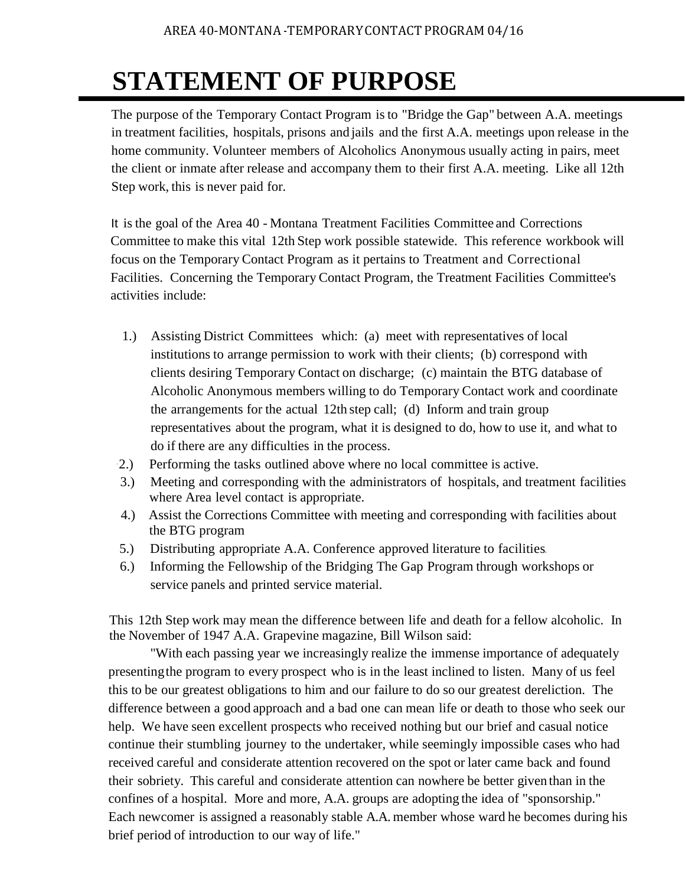# STATEMENT OF PURPOSE

The purpose of the Temporary Contact Program is to "Bridge the Gap" between A.A. meetings in treatment facilities, hospitals, prisons and jails and the first A.A. meetings upon release in the home community. Volunteer members of Alcoholics Anonymous usually acting in pairs, meet the client or inmate after release and accompany them to their first A.A. meeting. Like all 12th Step work, this is never paid for.

It is the goal of the Area 40 - Montana Treatment Facilities Committee and Corrections Committee to make this vital 12th Step work possible statewide. This reference workbook will focus on the Temporary Contact Program as it pertains to Treatment and Correctional Facilities. Concerning the Temporary Contact Program, the Treatment Facilities Committee's activities include:

1.) Assisting District Committees which: (a) meet with representatives of local institutions to arrange permission to work with their clients; (b) correspond with clients desiring Temporary Contact on discharge; (c) maintain the BTG database of Alcoholic Anonymous members willing to do Temporary Contact work and coordinate the arrangements for the actual 12th step call; (d) Inform and train group representatives about the program, what it is designed to do, how to use it, and what to do if there are any difficulties in the process.
2.) Performing the tasks outlined above where no local committee is active.
3.) Meeting and corresponding with the administrators of hospitals, and treatment facilities where Area level contact is appropriate.
4.) Assist the Corrections Committee with meeting and corresponding with facilities about the BTG program
5.) Distributing appropriate A.A. Conference approved literature to facilities.
6.) Informing the Fellowship of the Bridging The Gap Program through workshops or service panels and printed service material.

This 12th Step work may mean the difference between life and death for a fellow alcoholic. In the November of 1947 A.A. Grapevine magazine, Bill Wilson said:

"With each passing year we increasingly realize the immense importance of adequately presenting the program to every prospect who is in the least inclined to listen. Many of us feel this to be our greatest obligations to him and our failure to do so our greatest dereliction. The difference between a good approach and a bad one can mean life or death to those who seek our help. We have seen excellent prospects who received nothing but our brief and casual notice continue their stumbling journey to the undertaker, while seemingly impossible cases who had received careful and considerate attention recovered on the spot or later came back and found their sobriety. This careful and considerate attention can nowhere be better given than in the confines of a hospital. More and more, A.A. groups are adopting the idea of "sponsorship." Each newcomer is assigned a reasonably stable A.A. member whose ward he becomes during his brief period of introduction to our way of life."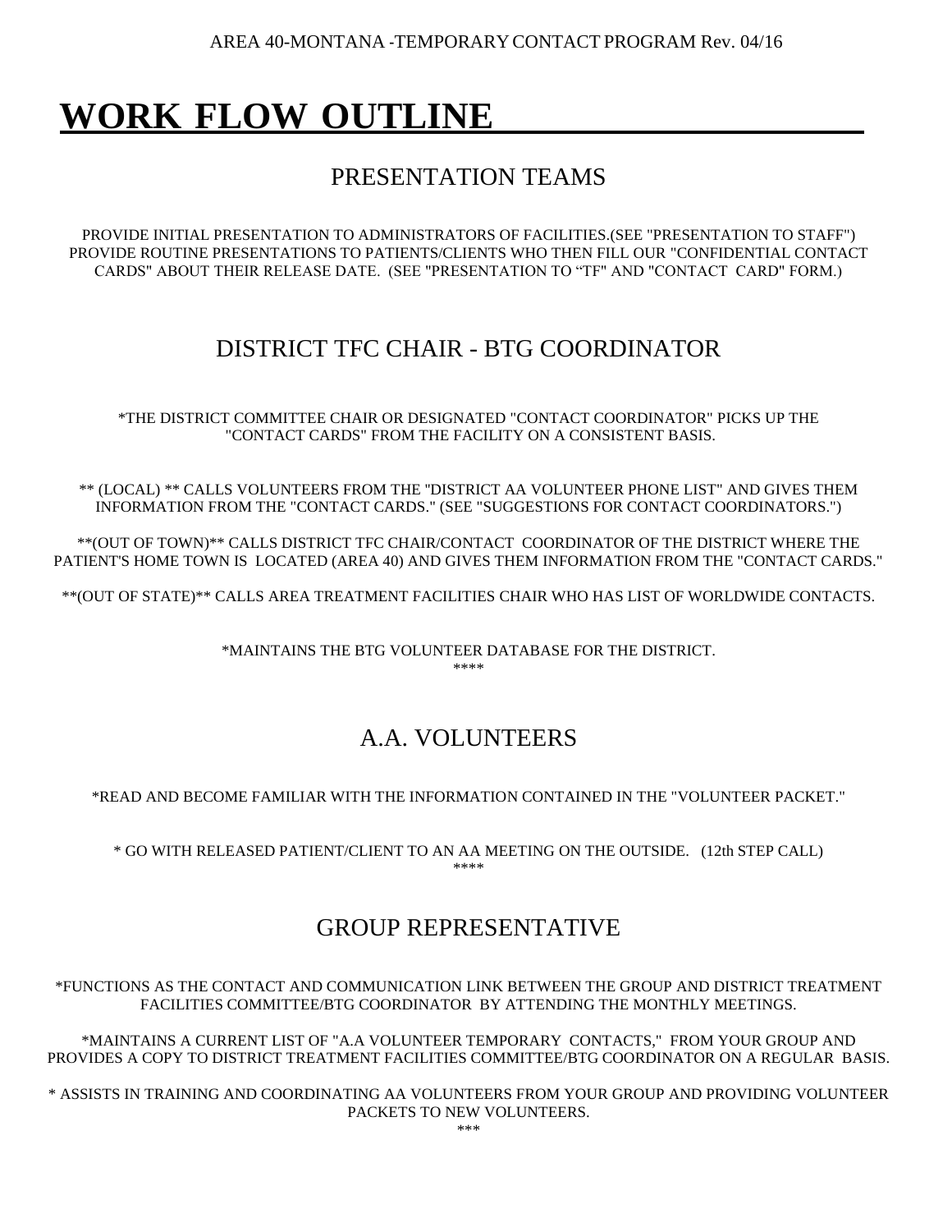AREA 40-MONTANA -TEMPORARY CONTACT PROGRAM Rev. 04/16

# WORK FLOW OUTLINE

## PRESENTATION TEAMS

PROVIDE INITIAL PRESENTATION TO ADMINISTRATORS OF FACILITIES.(SEE "PRESENTATION TO STAFF") PROVIDE ROUTINE PRESENTATIONS TO PATIENTS/CLIENTS WHO THEN FILL OUR "CONFIDENTIAL CONTACT CARDS" ABOUT THEIR RELEASE DATE. (SEE "PRESENTATION TO "TF" AND "CONTACT CARD" FORM.)

## DISTRICT TFC CHAIR - BTG COORDINATOR

*THE DISTRICT COMMITTEE CHAIR OR DESIGNATED "CONTACT COORDINATOR" PICKS UP THE "CONTACT CARDS" FROM THE FACILITY ON A CONSISTENT BASIS.

** (LOCAL) ** CALLS VOLUNTEERS FROM THE "DISTRICT AA VOLUNTEER PHONE LIST" AND GIVES THEM INFORMATION FROM THE "CONTACT CARDS." (SEE "SUGGESTIONS FOR CONTACT COORDINATORS.")

**(OUT OF TOWN)** CALLS DISTRICT TFC CHAIR/CONTACT COORDINATOR OF THE DISTRICT WHERE THE PATIENT'S HOME TOWN IS LOCATED (AREA 40) AND GIVES THEM INFORMATION FROM THE "CONTACT CARDS."

**(OUT OF STATE)** CALLS AREA TREATMENT FACILITIES CHAIR WHO HAS LIST OF WORLDWIDE CONTACTS.

*MAINTAINS THE BTG VOLUNTEER DATABASE FOR THE DISTRICT.

****

## A.A. VOLUNTEERS

*READ AND BECOME FAMILIAR WITH THE INFORMATION CONTAINED IN THE "VOLUNTEER PACKET."

* GO WITH RELEASED PATIENT/CLIENT TO AN AA MEETING ON THE OUTSIDE. (12th STEP CALL)

****

## GROUP REPRESENTATIVE

*FUNCTIONS AS THE CONTACT AND COMMUNICATION LINK BETWEEN THE GROUP AND DISTRICT TREATMENT FACILITIES COMMITTEE/BTG COORDINATOR BY ATTENDING THE MONTHLY MEETINGS.

*MAINTAINS A CURRENT LIST OF "A.A VOLUNTEER TEMPORARY CONTACTS," FROM YOUR GROUP AND PROVIDES A COPY TO DISTRICT TREATMENT FACILITIES COMMITTEE/BTG COORDINATOR ON A REGULAR BASIS.

* ASSISTS IN TRAINING AND COORDINATING AA VOLUNTEERS FROM YOUR GROUP AND PROVIDING VOLUNTEER PACKETS TO NEW VOLUNTEERS.

***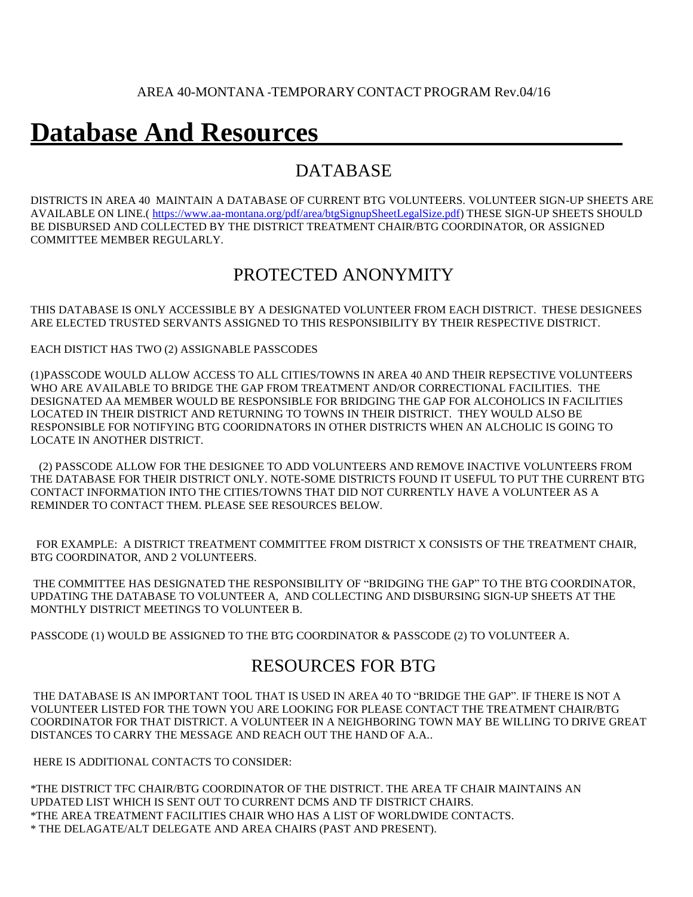AREA 40-MONTANA -TEMPORARY CONTACT PROGRAM Rev.04/16

# Database And Resources

## DATABASE

DISTRICTS IN AREA 40 MAINTAIN A DATABASE OF CURRENT BTG VOLUNTEERS. VOLUNTEER SIGN-UP SHEETS ARE AVAILABLE ON LINE.( https://www.aa-montana.org/pdf/area/btgSignupSheetLegalSize.pdf) THESE SIGN-UP SHEETS SHOULD BE DISBURSED AND COLLECTED BY THE DISTRICT TREATMENT CHAIR/BTG COORDINATOR, OR ASSIGNED COMMITTEE MEMBER REGULARLY.

## PROTECTED ANONYMITY

THIS DATABASE IS ONLY ACCESSIBLE BY A DESIGNATED VOLUNTEER FROM EACH DISTRICT. THESE DESIGNEES ARE ELECTED TRUSTED SERVANTS ASSIGNED TO THIS RESPONSIBILITY BY THEIR RESPECTIVE DISTRICT.

EACH DISTICT HAS TWO (2) ASSIGNABLE PASSCODES

(1)PASSCODE WOULD ALLOW ACCESS TO ALL CITIES/TOWNS IN AREA 40 AND THEIR REPSECTIVE VOLUNTEERS WHO ARE AVAILABLE TO BRIDGE THE GAP FROM TREATMENT AND/OR CORRECTIONAL FACILITIES. THE DESIGNATED AA MEMBER WOULD BE RESPONSIBLE FOR BRIDGING THE GAP FOR ALCOHOLICS IN FACILITIES LOCATED IN THEIR DISTRICT AND RETURNING TO TOWNS IN THEIR DISTRICT. THEY WOULD ALSO BE RESPONSIBLE FOR NOTIFYING BTG COORIDNATORS IN OTHER DISTRICTS WHEN AN ALCHOLIC IS GOING TO LOCATE IN ANOTHER DISTRICT.

(2) PASSCODE ALLOW FOR THE DESIGNEE TO ADD VOLUNTEERS AND REMOVE INACTIVE VOLUNTEERS FROM THE DATABASE FOR THEIR DISTRICT ONLY. NOTE-SOME DISTRICTS FOUND IT USEFUL TO PUT THE CURRENT BTG CONTACT INFORMATION INTO THE CITIES/TOWNS THAT DID NOT CURRENTLY HAVE A VOLUNTEER AS A REMINDER TO CONTACT THEM. PLEASE SEE RESOURCES BELOW.

FOR EXAMPLE: A DISTRICT TREATMENT COMMITTEE FROM DISTRICT X CONSISTS OF THE TREATMENT CHAIR, BTG COORDINATOR, AND 2 VOLUNTEERS.

THE COMMITTEE HAS DESIGNATED THE RESPONSIBILITY OF "BRIDGING THE GAP" TO THE BTG COORDINATOR, UPDATING THE DATABASE TO VOLUNTEER A, AND COLLECTING AND DISBURSING SIGN-UP SHEETS AT THE MONTHLY DISTRICT MEETINGS TO VOLUNTEER B.

PASSCODE (1) WOULD BE ASSIGNED TO THE BTG COORDINATOR & PASSCODE (2) TO VOLUNTEER A.

## RESOURCES FOR BTG

THE DATABASE IS AN IMPORTANT TOOL THAT IS USED IN AREA 40 TO "BRIDGE THE GAP". IF THERE IS NOT A VOLUNTEER LISTED FOR THE TOWN YOU ARE LOOKING FOR PLEASE CONTACT THE TREATMENT CHAIR/BTG COORDINATOR FOR THAT DISTRICT. A VOLUNTEER IN A NEIGHBORING TOWN MAY BE WILLING TO DRIVE GREAT DISTANCES TO CARRY THE MESSAGE AND REACH OUT THE HAND OF A.A..

HERE IS ADDITIONAL CONTACTS TO CONSIDER:

*THE DISTRICT TFC CHAIR/BTG COORDINATOR OF THE DISTRICT. THE AREA TF CHAIR MAINTAINS AN UPDATED LIST WHICH IS SENT OUT TO CURRENT DCMS AND TF DISTRICT CHAIRS.
*THE AREA TREATMENT FACILITIES CHAIR WHO HAS A LIST OF WORLDWIDE CONTACTS.
* THE DELAGATE/ALT DELEGATE AND AREA CHAIRS (PAST AND PRESENT).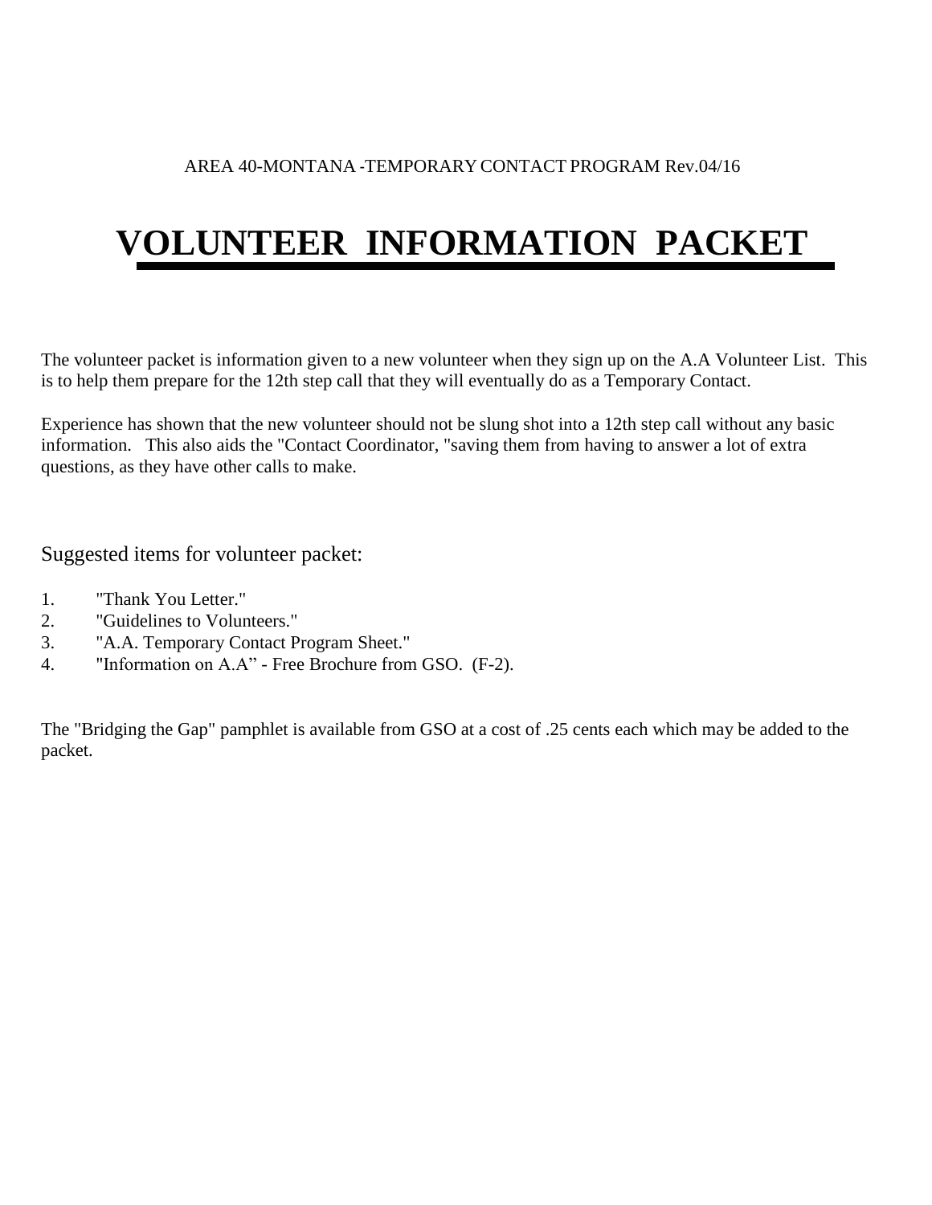AREA 40-MONTANA -TEMPORARY CONTACT PROGRAM Rev.04/16

# VOLUNTEER INFORMATION PACKET

The volunteer packet is information given to a new volunteer when they sign up on the A.A Volunteer List. This is to help them prepare for the 12th step call that they will eventually do as a Temporary Contact.

Experience has shown that the new volunteer should not be slung shot into a 12th step call without any basic information. This also aids the "Contact Coordinator, "saving them from having to answer a lot of extra questions, as they have other calls to make.

Suggested items for volunteer packet:

1. "Thank You Letter."
2. "Guidelines to Volunteers."
3. "A.A. Temporary Contact Program Sheet."
4. "Information on A.A" - Free Brochure from GSO. (F-2).

The "Bridging the Gap" pamphlet is available from GSO at a cost of .25 cents each which may be added to the packet.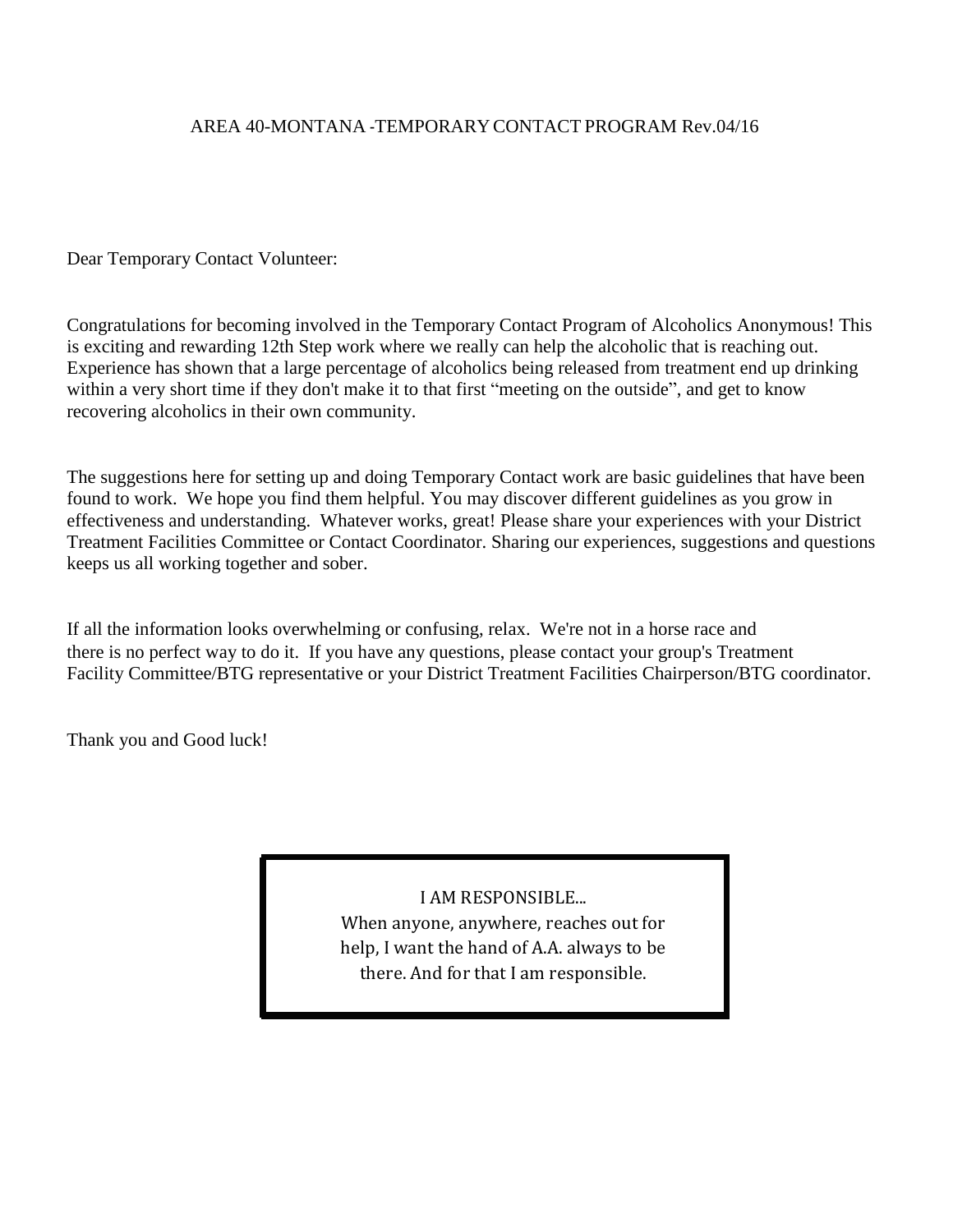AREA 40-MONTANA -TEMPORARY CONTACT PROGRAM Rev.04/16

Dear Temporary Contact Volunteer:

Congratulations for becoming involved in the Temporary Contact Program of Alcoholics Anonymous! This is exciting and rewarding 12th Step work where we really can help the alcoholic that is reaching out. Experience has shown that a large percentage of alcoholics being released from treatment end up drinking within a very short time if they don't make it to that first "meeting on the outside", and get to know recovering alcoholics in their own community.

The suggestions here for setting up and doing Temporary Contact work are basic guidelines that have been found to work. We hope you find them helpful. You may discover different guidelines as you grow in effectiveness and understanding. Whatever works, great! Please share your experiences with your District Treatment Facilities Committee or Contact Coordinator. Sharing our experiences, suggestions and questions keeps us all working together and sober.

If all the information looks overwhelming or confusing, relax. We're not in a horse race and there is no perfect way to do it. If you have any questions, please contact your group's Treatment Facility Committee/BTG representative or your District Treatment Facilities Chairperson/BTG coordinator.

Thank you and Good luck!

> I AM RESPONSIBLE...
> When anyone, anywhere, reaches out for help, I want the hand of A.A. always to be there. And for that I am responsible.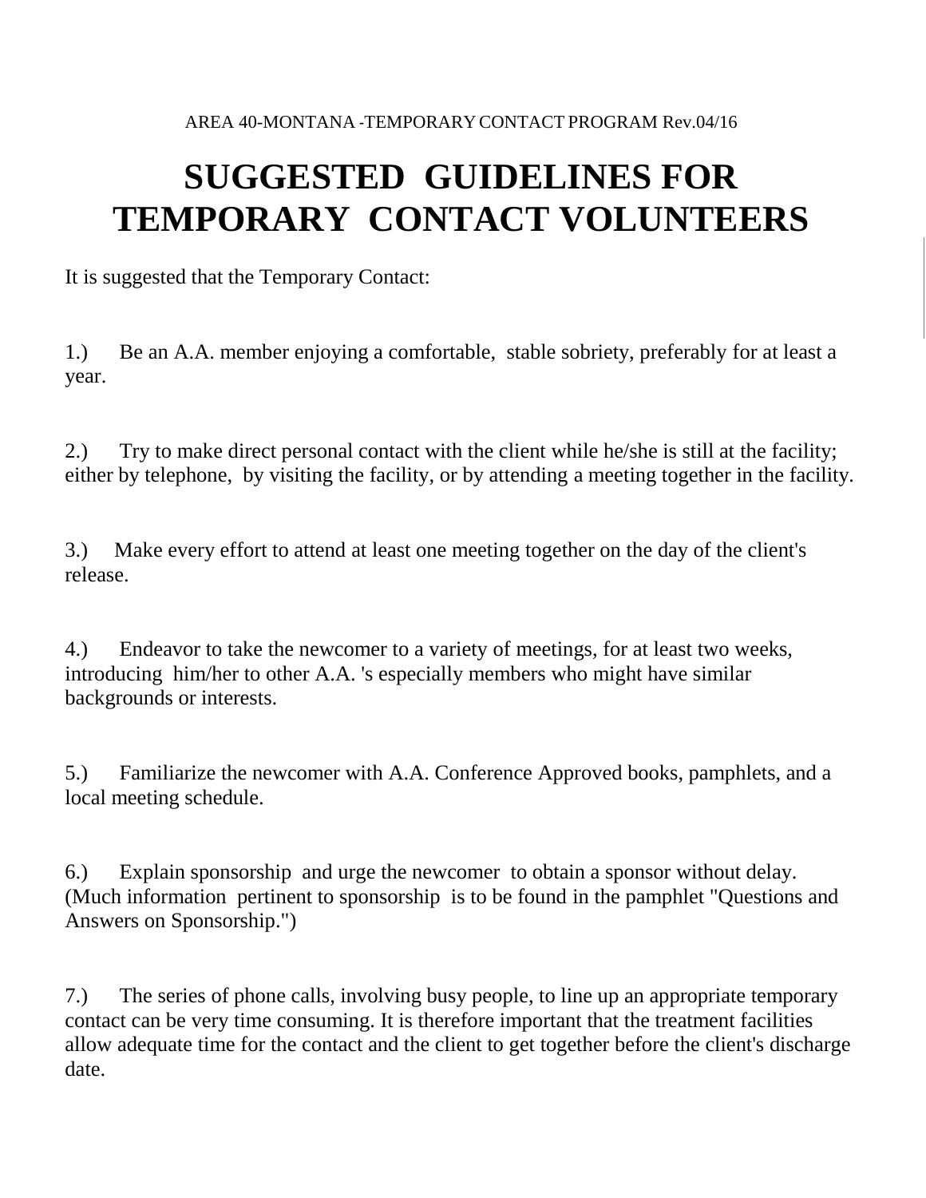AREA 40-MONTANA -TEMPORARY CONTACT PROGRAM Rev.04/16

# SUGGESTED GUIDELINES FOR TEMPORARY CONTACT VOLUNTEERS

It is suggested that the Temporary Contact:

1.) Be an A.A. member enjoying a comfortable, stable sobriety, preferably for at least a year.

2.) Try to make direct personal contact with the client while he/she is still at the facility; either by telephone, by visiting the facility, or by attending a meeting together in the facility.

3.) Make every effort to attend at least one meeting together on the day of the client's release.

4.) Endeavor to take the newcomer to a variety of meetings, for at least two weeks, introducing him/her to other A.A. 's especially members who might have similar backgrounds or interests.

5.) Familiarize the newcomer with A.A. Conference Approved books, pamphlets, and a local meeting schedule.

6.) Explain sponsorship and urge the newcomer to obtain a sponsor without delay. (Much information pertinent to sponsorship is to be found in the pamphlet "Questions and Answers on Sponsorship.")

7.) The series of phone calls, involving busy people, to line up an appropriate temporary contact can be very time consuming. It is therefore important that the treatment facilities allow adequate time for the contact and the client to get together before the client's discharge date.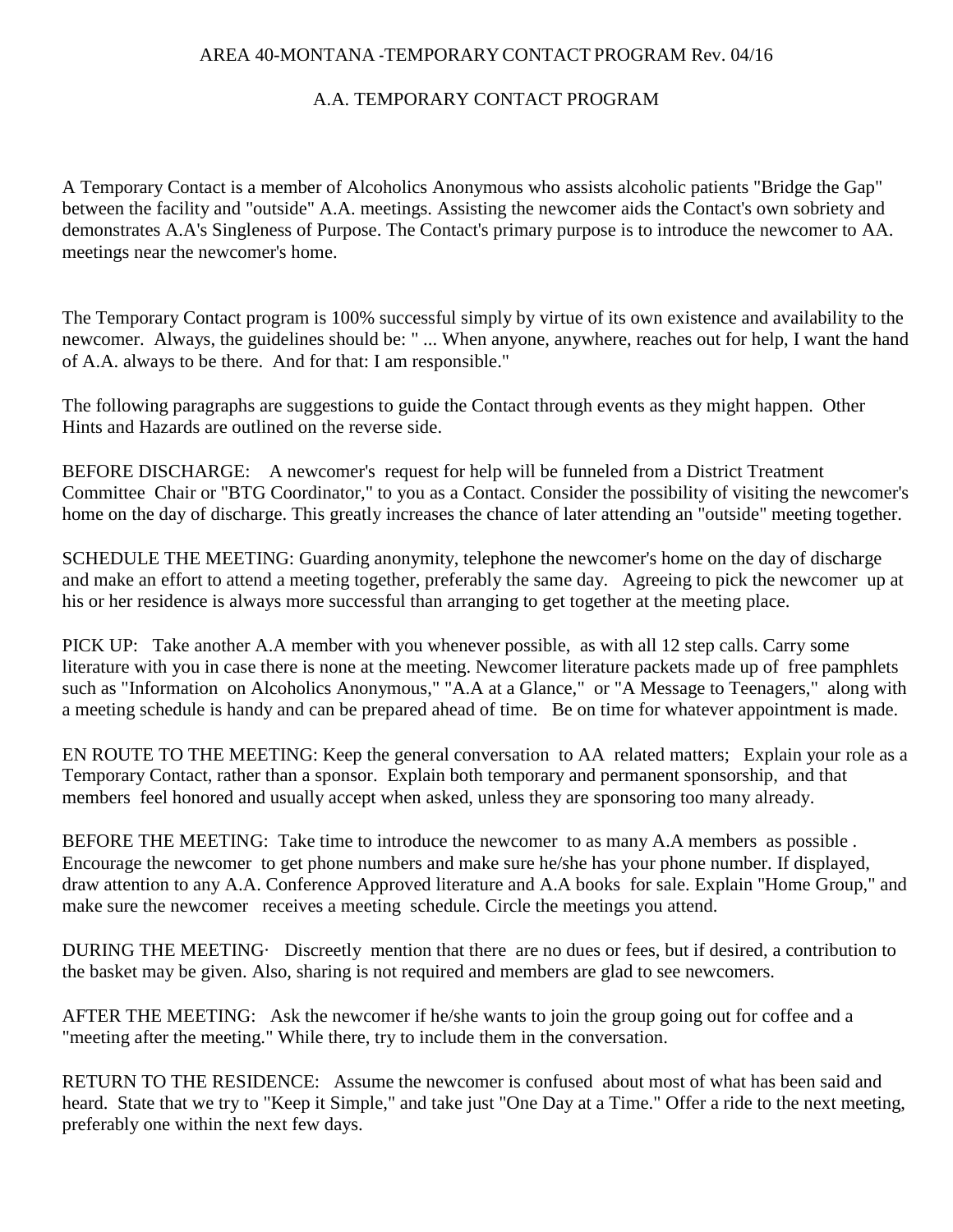AREA 40-MONTANA -TEMPORARY CONTACT PROGRAM Rev. 04/16

# A.A. TEMPORARY CONTACT PROGRAM

A Temporary Contact is a member of Alcoholics Anonymous who assists alcoholic patients "Bridge the Gap" between the facility and "outside" A.A. meetings. Assisting the newcomer aids the Contact's own sobriety and demonstrates A.A's Singleness of Purpose. The Contact's primary purpose is to introduce the newcomer to AA. meetings near the newcomer's home.

The Temporary Contact program is 100% successful simply by virtue of its own existence and availability to the newcomer. Always, the guidelines should be: " ... When anyone, anywhere, reaches out for help, I want the hand of A.A. always to be there. And for that: I am responsible."

The following paragraphs are suggestions to guide the Contact through events as they might happen. Other Hints and Hazards are outlined on the reverse side.

BEFORE DISCHARGE: A newcomer's request for help will be funneled from a District Treatment Committee Chair or "BTG Coordinator," to you as a Contact. Consider the possibility of visiting the newcomer's home on the day of discharge. This greatly increases the chance of later attending an "outside" meeting together.

SCHEDULE THE MEETING: Guarding anonymity, telephone the newcomer's home on the day of discharge and make an effort to attend a meeting together, preferably the same day. Agreeing to pick the newcomer up at his or her residence is always more successful than arranging to get together at the meeting place.

PICK UP: Take another A.A member with you whenever possible, as with all 12 step calls. Carry some literature with you in case there is none at the meeting. Newcomer literature packets made up of free pamphlets such as "Information on Alcoholics Anonymous," "A.A at a Glance," or "A Message to Teenagers," along with a meeting schedule is handy and can be prepared ahead of time. Be on time for whatever appointment is made.

EN ROUTE TO THE MEETING: Keep the general conversation to AA related matters; Explain your role as a Temporary Contact, rather than a sponsor. Explain both temporary and permanent sponsorship, and that members feel honored and usually accept when asked, unless they are sponsoring too many already.

BEFORE THE MEETING: Take time to introduce the newcomer to as many A.A members as possible . Encourage the newcomer to get phone numbers and make sure he/she has your phone number. If displayed, draw attention to any A.A. Conference Approved literature and A.A books for sale. Explain "Home Group," and make sure the newcomer receives a meeting schedule. Circle the meetings you attend.

DURING THE MEETING· Discreetly mention that there are no dues or fees, but if desired, a contribution to the basket may be given. Also, sharing is not required and members are glad to see newcomers.

AFTER THE MEETING: Ask the newcomer if he/she wants to join the group going out for coffee and a "meeting after the meeting." While there, try to include them in the conversation.

RETURN TO THE RESIDENCE: Assume the newcomer is confused about most of what has been said and heard. State that we try to "Keep it Simple," and take just "One Day at a Time." Offer a ride to the next meeting, preferably one within the next few days.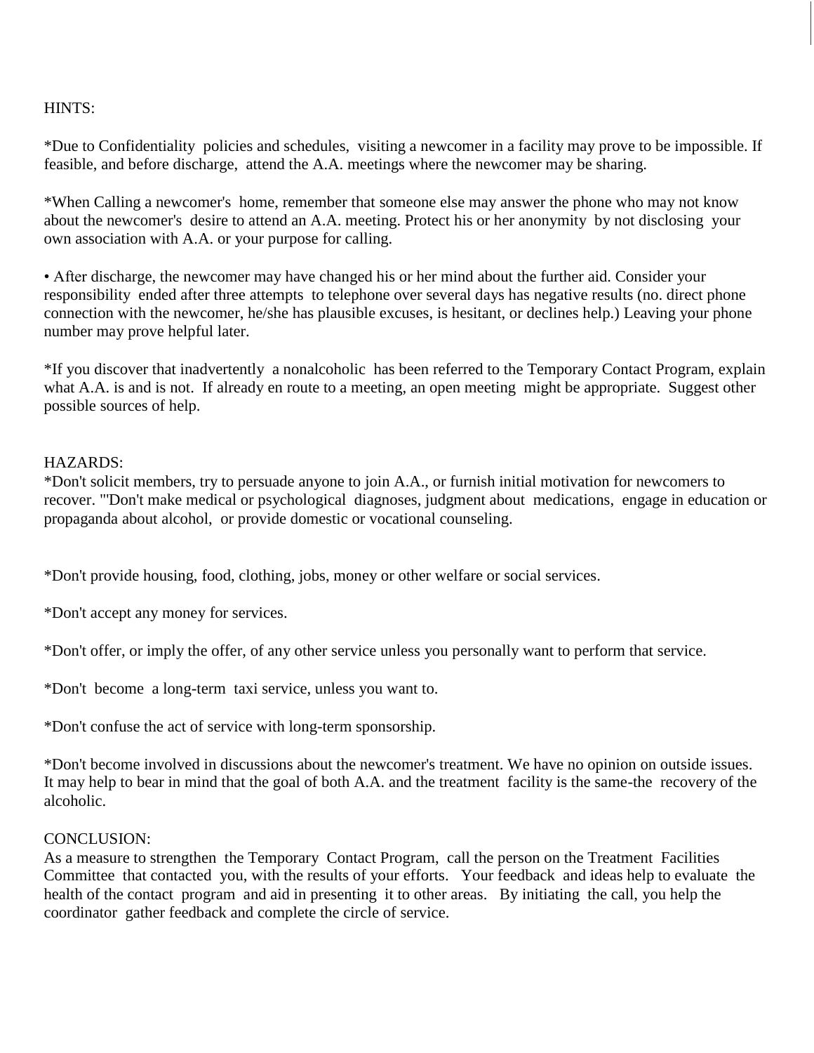HINTS:

*Due to Confidentiality policies and schedules, visiting a newcomer in a facility may prove to be impossible. If feasible, and before discharge, attend the A.A. meetings where the newcomer may be sharing.

*When Calling a newcomer's home, remember that someone else may answer the phone who may not know about the newcomer's desire to attend an A.A. meeting. Protect his or her anonymity by not disclosing your own association with A.A. or your purpose for calling.

• After discharge, the newcomer may have changed his or her mind about the further aid. Consider your responsibility ended after three attempts to telephone over several days has negative results (no. direct phone connection with the newcomer, he/she has plausible excuses, is hesitant, or declines help.) Leaving your phone number may prove helpful later.

*If you discover that inadvertently a nonalcoholic has been referred to the Temporary Contact Program, explain what A.A. is and is not. If already en route to a meeting, an open meeting might be appropriate. Suggest other possible sources of help.

HAZARDS:

*Don't solicit members, try to persuade anyone to join A.A., or furnish initial motivation for newcomers to recover. "'Don't make medical or psychological diagnoses, judgment about medications, engage in education or propaganda about alcohol, or provide domestic or vocational counseling.

*Don't provide housing, food, clothing, jobs, money or other welfare or social services.

*Don't accept any money for services.

*Don't offer, or imply the offer, of any other service unless you personally want to perform that service.

*Don't become a long-term taxi service, unless you want to.

*Don't confuse the act of service with long-term sponsorship.

*Don't become involved in discussions about the newcomer's treatment. We have no opinion on outside issues. It may help to bear in mind that the goal of both A.A. and the treatment facility is the same-the recovery of the alcoholic.

CONCLUSION:

As a measure to strengthen the Temporary Contact Program, call the person on the Treatment Facilities Committee that contacted you, with the results of your efforts. Your feedback and ideas help to evaluate the health of the contact program and aid in presenting it to other areas. By initiating the call, you help the coordinator gather feedback and complete the circle of service.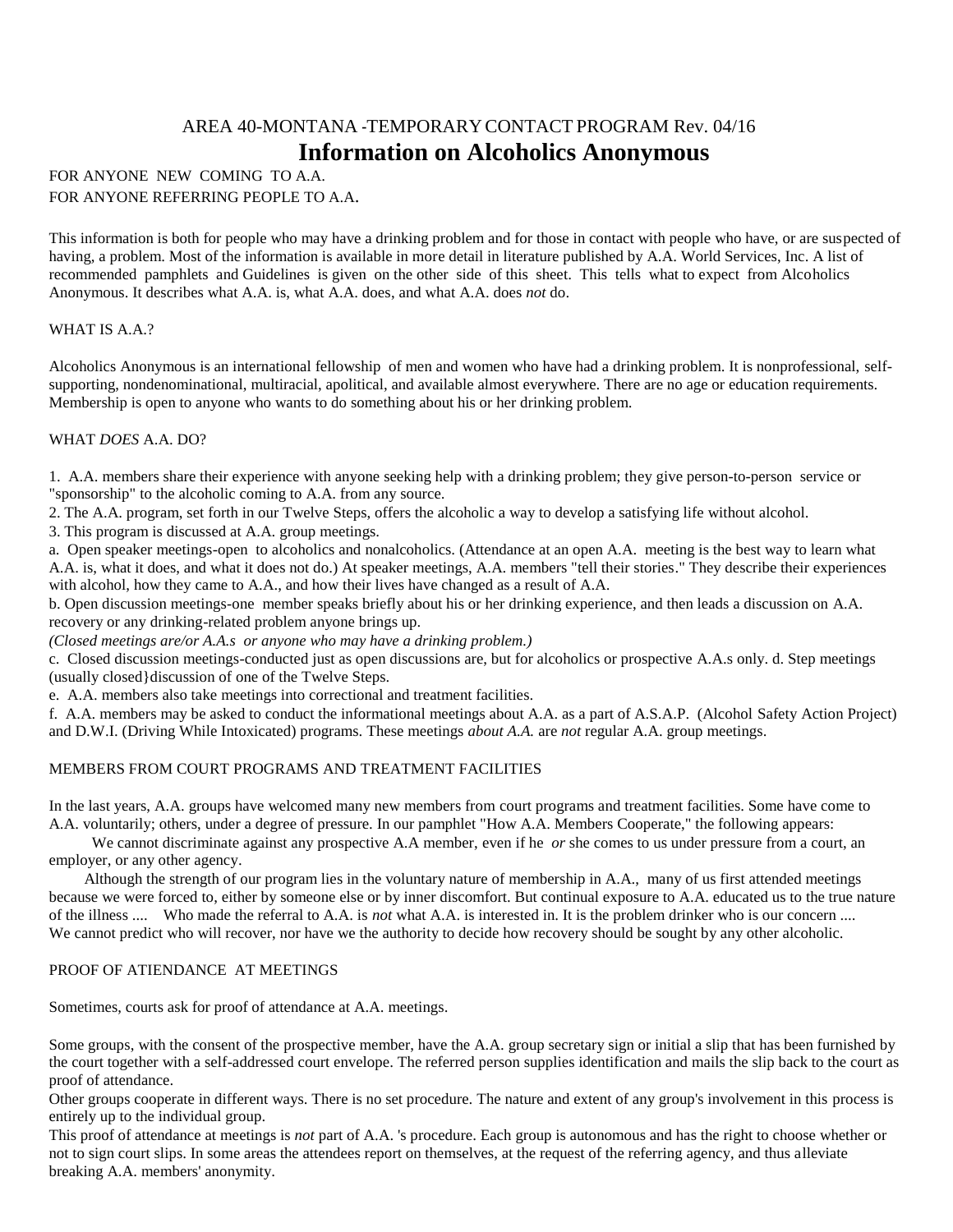AREA 40-MONTANA -TEMPORARY CONTACT PROGRAM Rev. 04/16

# Information on Alcoholics Anonymous

FOR ANYONE NEW COMING TO A.A.
FOR ANYONE REFERRING PEOPLE TO A.A.

This information is both for people who may have a drinking problem and for those in contact with people who have, or are suspected of having, a problem. Most of the information is available in more detail in literature published by A.A. World Services, Inc. A list of recommended pamphlets and Guidelines is given on the other side of this sheet. This tells what to expect from Alcoholics Anonymous. It describes what A.A. is, what A.A. does, and what A.A. does *not* do.

## WHAT IS A.A.?

Alcoholics Anonymous is an international fellowship of men and women who have had a drinking problem. It is nonprofessional, self-supporting, nondenominational, multiracial, apolitical, and available almost everywhere. There are no age or education requirements. Membership is open to anyone who wants to do something about his or her drinking problem.

## WHAT *DOES* A.A. DO?

1. A.A. members share their experience with anyone seeking help with a drinking problem; they give person-to-person service or "sponsorship" to the alcoholic coming to A.A. from any source.
2. The A.A. program, set forth in our Twelve Steps, offers the alcoholic a way to develop a satisfying life without alcohol.
3. This program is discussed at A.A. group meetings.

a. Open speaker meetings-open to alcoholics and nonalcoholics. (Attendance at an open A.A. meeting is the best way to learn what A.A. is, what it does, and what it does not do.) At speaker meetings, A.A. members "tell their stories." They describe their experiences with alcohol, how they came to A.A., and how their lives have changed as a result of A.A.

b. Open discussion meetings-one member speaks briefly about his or her drinking experience, and then leads a discussion on A.A. recovery or any drinking-related problem anyone brings up.

*(Closed meetings are/or A.A.s or anyone who may have a drinking problem.)*

c. Closed discussion meetings-conducted just as open discussions are, but for alcoholics or prospective A.A.s only. d. Step meetings (usually closed}discussion of one of the Twelve Steps.

e. A.A. members also take meetings into correctional and treatment facilities.

f. A.A. members may be asked to conduct the informational meetings about A.A. as a part of A.S.A.P. (Alcohol Safety Action Project) and D.W.I. (Driving While Intoxicated) programs. These meetings *about A.A.* are *not* regular A.A. group meetings.

## MEMBERS FROM COURT PROGRAMS AND TREATMENT FACILITIES

In the last years, A.A. groups have welcomed many new members from court programs and treatment facilities. Some have come to A.A. voluntarily; others, under a degree of pressure. In our pamphlet "How A.A. Members Cooperate," the following appears:

We cannot discriminate against any prospective A.A member, even if he *or* she comes to us under pressure from a court, an employer, or any other agency.

Although the strength of our program lies in the voluntary nature of membership in A.A., many of us first attended meetings because we were forced to, either by someone else or by inner discomfort. But continual exposure to A.A. educated us to the true nature of the illness .... Who made the referral to A.A. is *not* what A.A. is interested in. It is the problem drinker who is our concern .... We cannot predict who will recover, nor have we the authority to decide how recovery should be sought by any other alcoholic.

## PROOF OF ATIENDANCE AT MEETINGS

Sometimes, courts ask for proof of attendance at A.A. meetings.

Some groups, with the consent of the prospective member, have the A.A. group secretary sign or initial a slip that has been furnished by the court together with a self-addressed court envelope. The referred person supplies identification and mails the slip back to the court as proof of attendance.

Other groups cooperate in different ways. There is no set procedure. The nature and extent of any group's involvement in this process is entirely up to the individual group.

This proof of attendance at meetings is *not* part of A.A. 's procedure. Each group is autonomous and has the right to choose whether or not to sign court slips. In some areas the attendees report on themselves, at the request of the referring agency, and thus alleviate breaking A.A. members' anonymity.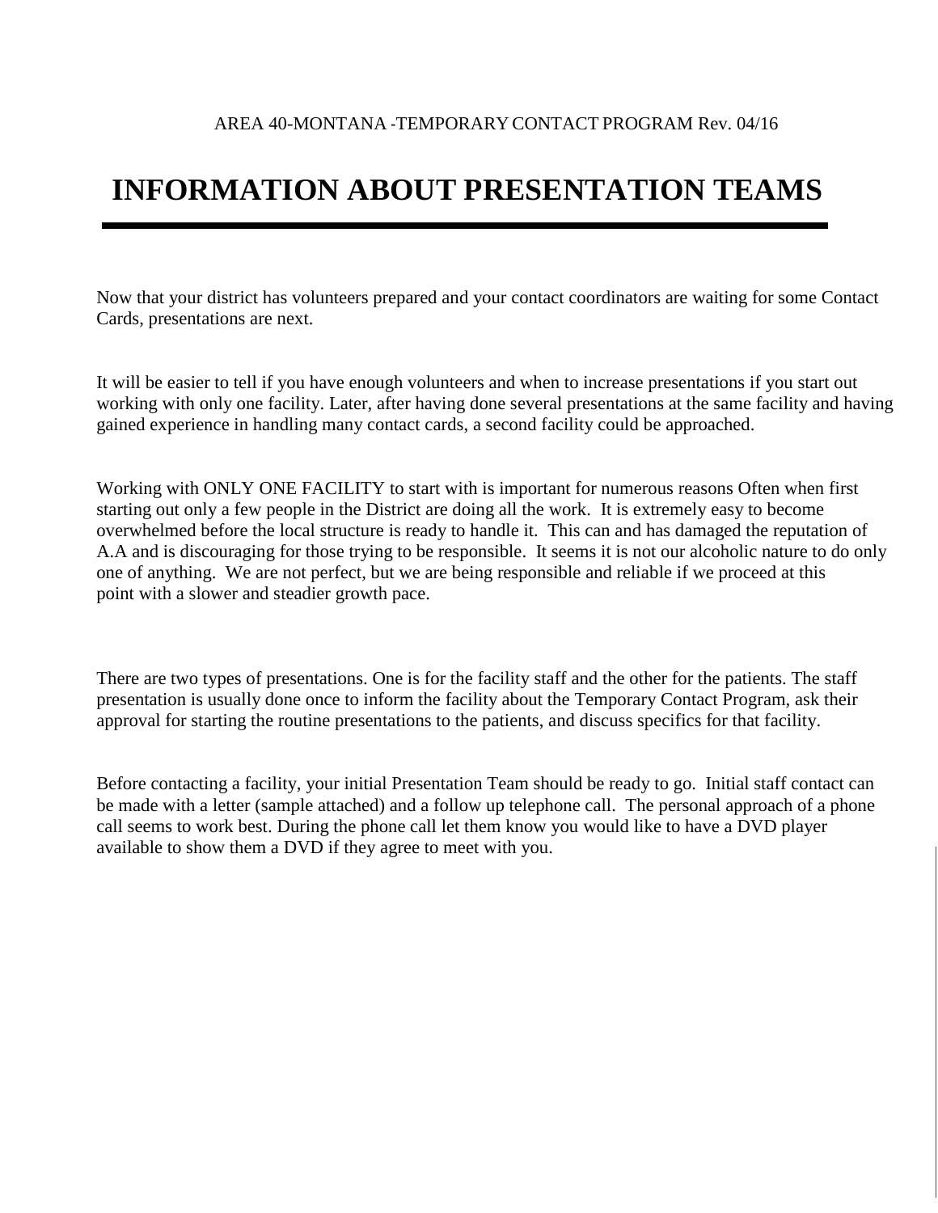AREA 40-MONTANA -TEMPORARY CONTACT PROGRAM Rev. 04/16

# INFORMATION ABOUT PRESENTATION TEAMS

Now that your district has volunteers prepared and your contact coordinators are waiting for some Contact Cards, presentations are next.

It will be easier to tell if you have enough volunteers and when to increase presentations if you start out working with only one facility. Later, after having done several presentations at the same facility and having gained experience in handling many contact cards, a second facility could be approached.

Working with ONLY ONE FACILITY to start with is important for numerous reasons Often when first starting out only a few people in the District are doing all the work. It is extremely easy to become overwhelmed before the local structure is ready to handle it. This can and has damaged the reputation of A.A and is discouraging for those trying to be responsible. It seems it is not our alcoholic nature to do only one of anything. We are not perfect, but we are being responsible and reliable if we proceed at this point with a slower and steadier growth pace.

There are two types of presentations. One is for the facility staff and the other for the patients. The staff presentation is usually done once to inform the facility about the Temporary Contact Program, ask their approval for starting the routine presentations to the patients, and discuss specifics for that facility.

Before contacting a facility, your initial Presentation Team should be ready to go. Initial staff contact can be made with a letter (sample attached) and a follow up telephone call. The personal approach of a phone call seems to work best. During the phone call let them know you would like to have a DVD player available to show them a DVD if they agree to meet with you.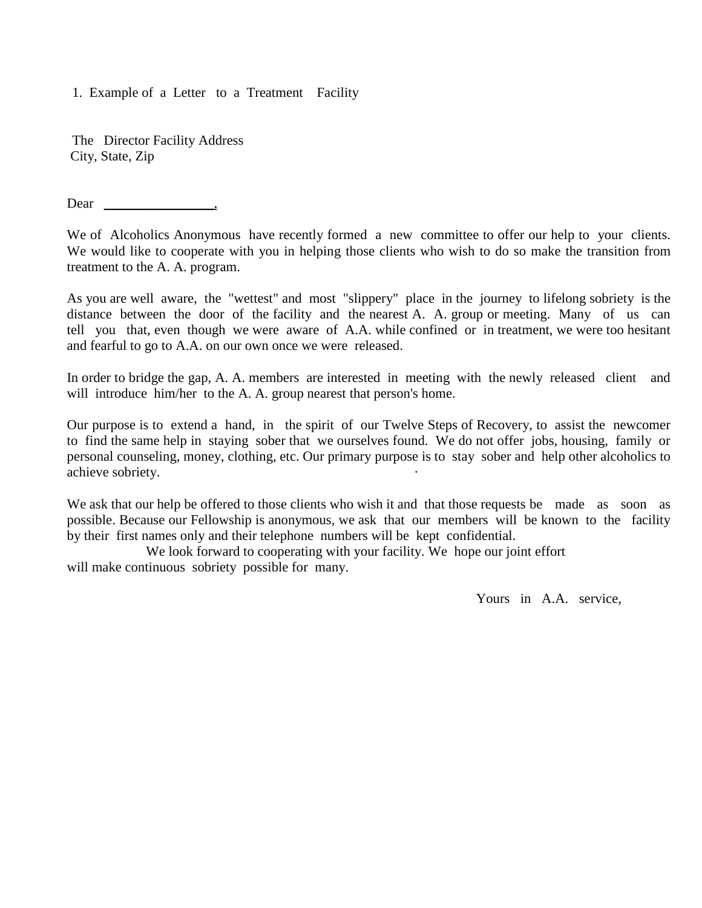1. Example of a Letter to a Treatment Facility

The Director Facility Address
City, State, Zip

Dear ________________,

We of Alcoholics Anonymous have recently formed a new committee to offer our help to your clients. We would like to cooperate with you in helping those clients who wish to do so make the transition from treatment to the A. A. program.

As you are well aware, the "wettest" and most "slippery" place in the journey to lifelong sobriety is the distance between the door of the facility and the nearest A. A. group or meeting. Many of us can tell you that, even though we were aware of A.A. while confined or in treatment, we were too hesitant and fearful to go to A.A. on our own once we were released.

In order to bridge the gap, A. A. members are interested in meeting with the newly released client and will introduce him/her to the A. A. group nearest that person's home.

Our purpose is to extend a hand, in the spirit of our Twelve Steps of Recovery, to assist the newcomer to find the same help in staying sober that we ourselves found. We do not offer jobs, housing, family or personal counseling, money, clothing, etc. Our primary purpose is to stay sober and help other alcoholics to achieve sobriety.

We ask that our help be offered to those clients who wish it and that those requests be made as soon as possible. Because our Fellowship is anonymous, we ask that our members will be known to the facility by their first names only and their telephone numbers will be kept confidential.

We look forward to cooperating with your facility. We hope our joint effort will make continuous sobriety possible for many.

Yours in A.A. service,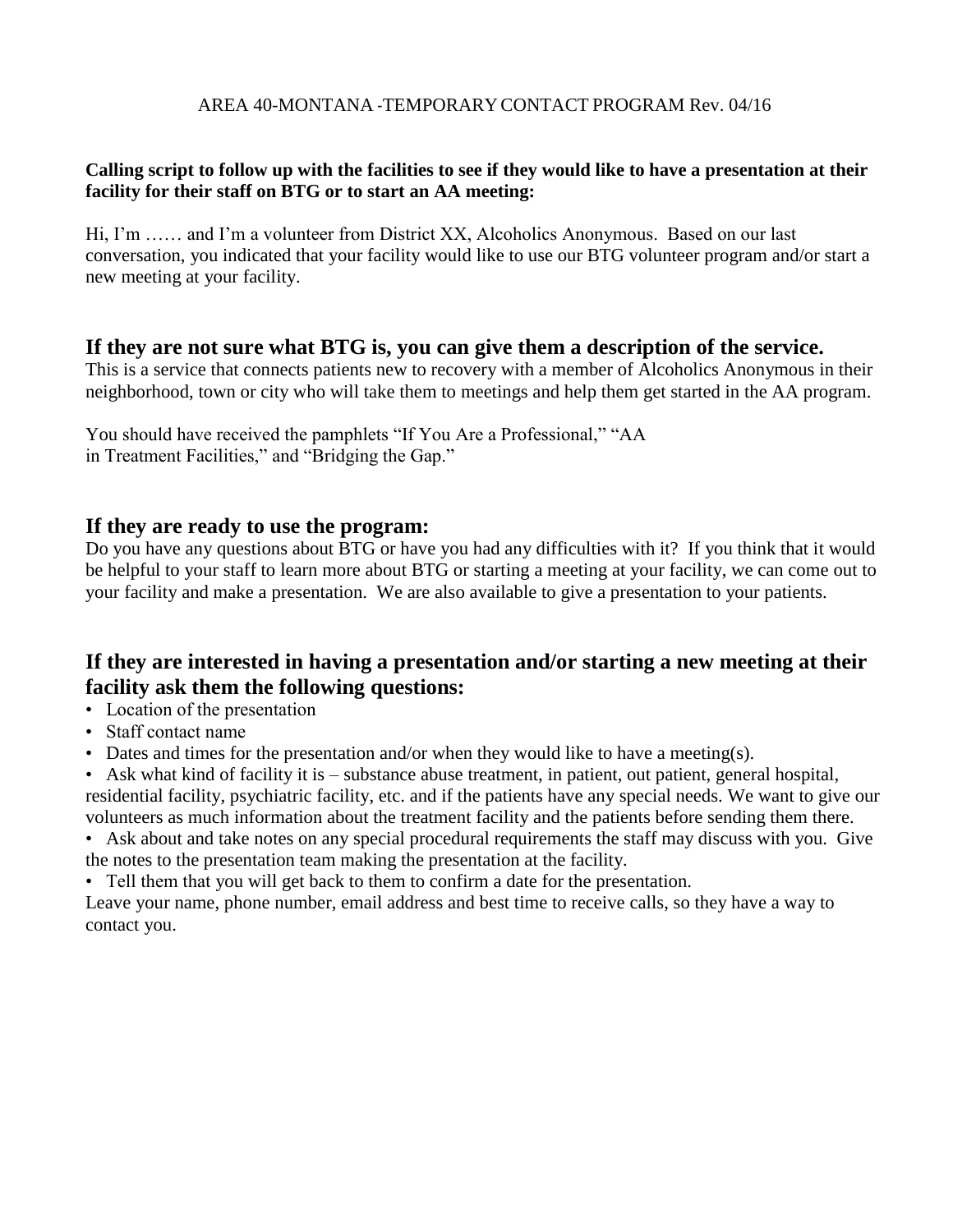AREA 40-MONTANA -TEMPORARY CONTACT PROGRAM Rev. 04/16

**Calling script to follow up with the facilities to see if they would like to have a presentation at their facility for their staff on BTG or to start an AA meeting:**

Hi, I'm …… and I'm a volunteer from District XX, Alcoholics Anonymous. Based on our last conversation, you indicated that your facility would like to use our BTG volunteer program and/or start a new meeting at your facility.

## If they are not sure what BTG is, you can give them a description of the service.

This is a service that connects patients new to recovery with a member of Alcoholics Anonymous in their neighborhood, town or city who will take them to meetings and help them get started in the AA program.

You should have received the pamphlets "If You Are a Professional," "AA in Treatment Facilities," and "Bridging the Gap."

## If they are ready to use the program:

Do you have any questions about BTG or have you had any difficulties with it? If you think that it would be helpful to your staff to learn more about BTG or starting a meeting at your facility, we can come out to your facility and make a presentation. We are also available to give a presentation to your patients.

## If they are interested in having a presentation and/or starting a new meeting at their facility ask them the following questions:

- Location of the presentation
- Staff contact name
- Dates and times for the presentation and/or when they would like to have a meeting(s).
- Ask what kind of facility it is – substance abuse treatment, in patient, out patient, general hospital, residential facility, psychiatric facility, etc. and if the patients have any special needs. We want to give our volunteers as much information about the treatment facility and the patients before sending them there.
- Ask about and take notes on any special procedural requirements the staff may discuss with you. Give the notes to the presentation team making the presentation at the facility.
- Tell them that you will get back to them to confirm a date for the presentation.

Leave your name, phone number, email address and best time to receive calls, so they have a way to contact you.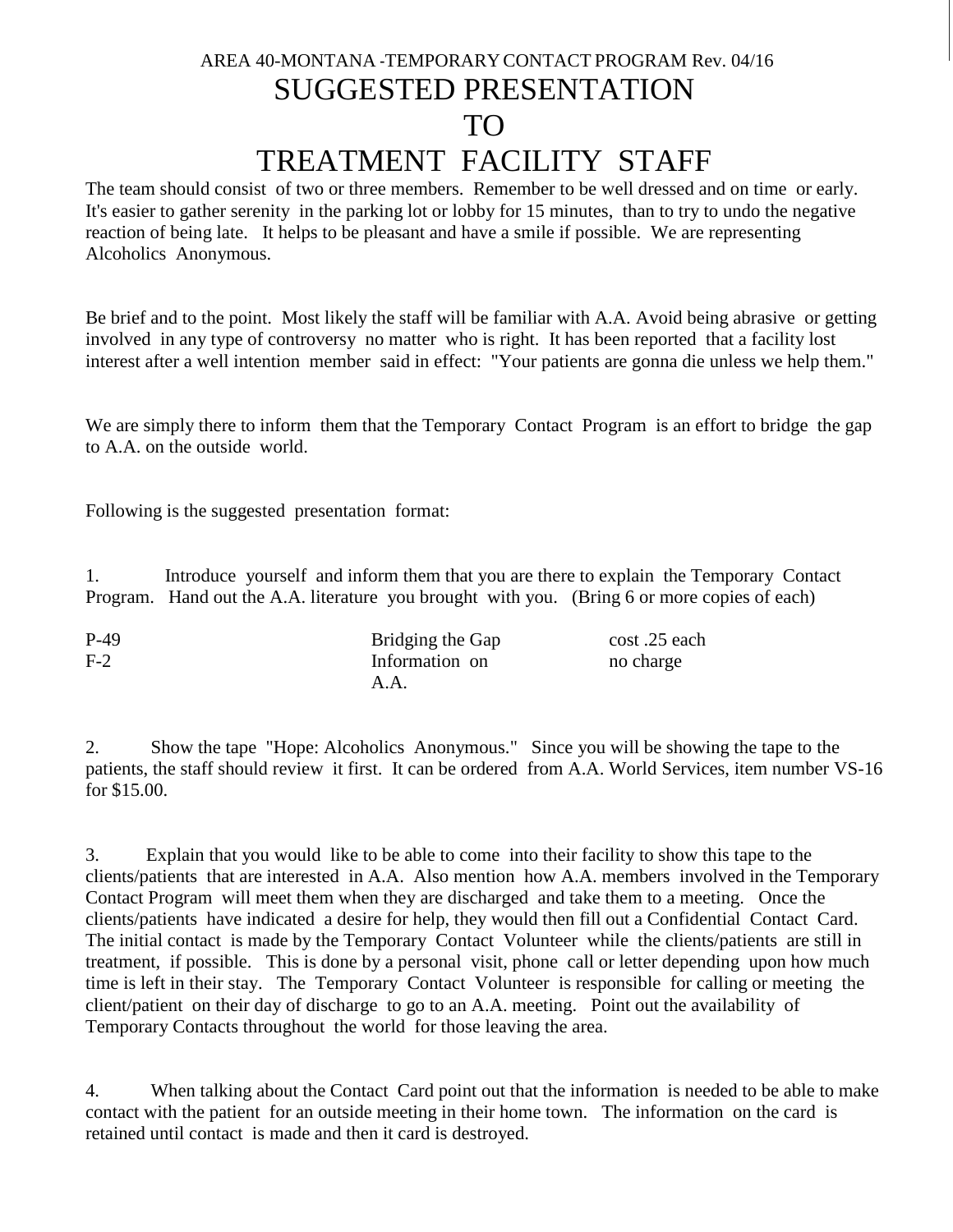AREA 40-MONTANA -TEMPORARY CONTACT PROGRAM Rev. 04/16

# SUGGESTED PRESENTATION
# TO
# TREATMENT FACILITY STAFF

The team should consist of two or three members. Remember to be well dressed and on time or early. It's easier to gather serenity in the parking lot or lobby for 15 minutes, than to try to undo the negative reaction of being late. It helps to be pleasant and have a smile if possible. We are representing Alcoholics Anonymous.

Be brief and to the point. Most likely the staff will be familiar with A.A. Avoid being abrasive or getting involved in any type of controversy no matter who is right. It has been reported that a facility lost interest after a well intention member said in effect: "Your patients are gonna die unless we help them."

We are simply there to inform them that the Temporary Contact Program is an effort to bridge the gap to A.A. on the outside world.

Following is the suggested presentation format:

1. Introduce yourself and inform them that you are there to explain the Temporary Contact Program. Hand out the A.A. literature you brought with you. (Bring 6 or more copies of each)

| | | |
|---|---|---|
| P-49 | Bridging the Gap | cost .25 each |
| F-2 | Information on A.A. | no charge |

2. Show the tape "Hope: Alcoholics Anonymous." Since you will be showing the tape to the patients, the staff should review it first. It can be ordered from A.A. World Services, item number VS-16 for $15.00.

3. Explain that you would like to be able to come into their facility to show this tape to the clients/patients that are interested in A.A. Also mention how A.A. members involved in the Temporary Contact Program will meet them when they are discharged and take them to a meeting. Once the clients/patients have indicated a desire for help, they would then fill out a Confidential Contact Card. The initial contact is made by the Temporary Contact Volunteer while the clients/patients are still in treatment, if possible. This is done by a personal visit, phone call or letter depending upon how much time is left in their stay. The Temporary Contact Volunteer is responsible for calling or meeting the client/patient on their day of discharge to go to an A.A. meeting. Point out the availability of Temporary Contacts throughout the world for those leaving the area.

4. When talking about the Contact Card point out that the information is needed to be able to make contact with the patient for an outside meeting in their home town. The information on the card is retained until contact is made and then it card is destroyed.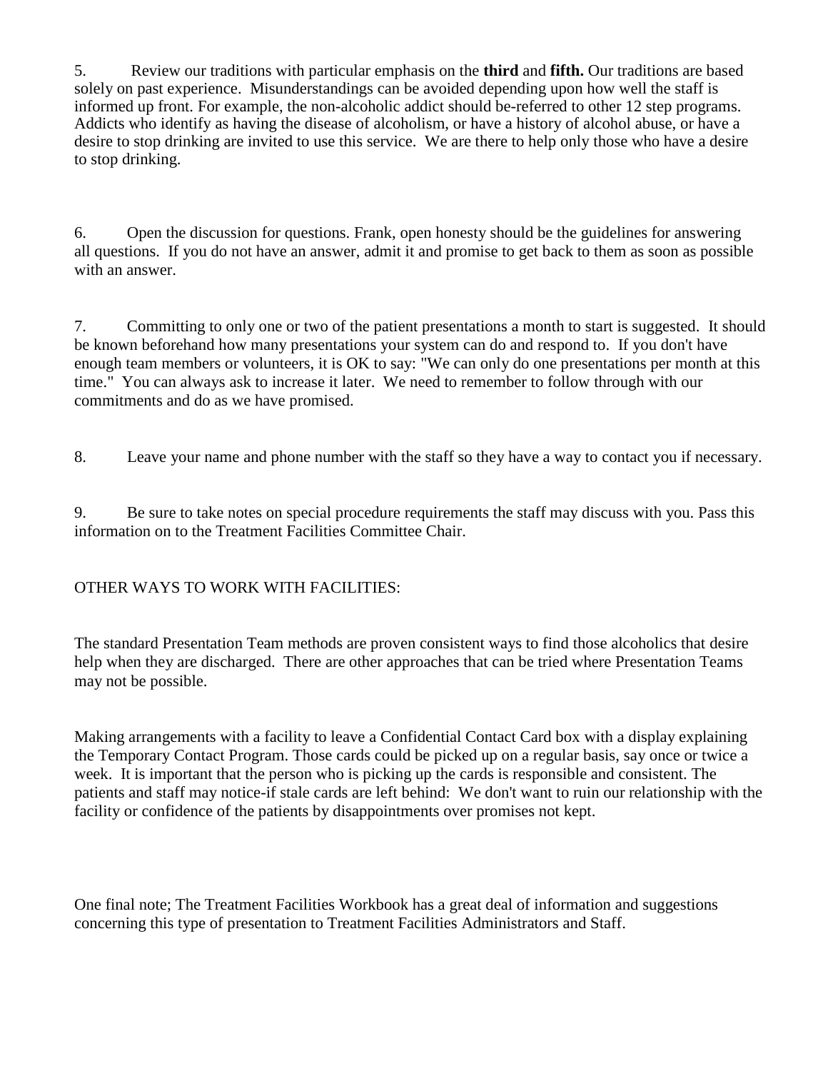5. Review our traditions with particular emphasis on the **third** and **fifth.** Our traditions are based solely on past experience. Misunderstandings can be avoided depending upon how well the staff is informed up front. For example, the non-alcoholic addict should be-referred to other 12 step programs. Addicts who identify as having the disease of alcoholism, or have a history of alcohol abuse, or have a desire to stop drinking are invited to use this service. We are there to help only those who have a desire to stop drinking.

6. Open the discussion for questions. Frank, open honesty should be the guidelines for answering all questions. If you do not have an answer, admit it and promise to get back to them as soon as possible with an answer.

7. Committing to only one or two of the patient presentations a month to start is suggested. It should be known beforehand how many presentations your system can do and respond to. If you don't have enough team members or volunteers, it is OK to say: "We can only do one presentations per month at this time." You can always ask to increase it later. We need to remember to follow through with our commitments and do as we have promised.

8. Leave your name and phone number with the staff so they have a way to contact you if necessary.

9. Be sure to take notes on special procedure requirements the staff may discuss with you. Pass this information on to the Treatment Facilities Committee Chair.

OTHER WAYS TO WORK WITH FACILITIES:

The standard Presentation Team methods are proven consistent ways to find those alcoholics that desire help when they are discharged. There are other approaches that can be tried where Presentation Teams may not be possible.

Making arrangements with a facility to leave a Confidential Contact Card box with a display explaining the Temporary Contact Program. Those cards could be picked up on a regular basis, say once or twice a week. It is important that the person who is picking up the cards is responsible and consistent. The patients and staff may notice-if stale cards are left behind: We don't want to ruin our relationship with the facility or confidence of the patients by disappointments over promises not kept.

One final note; The Treatment Facilities Workbook has a great deal of information and suggestions concerning this type of presentation to Treatment Facilities Administrators and Staff.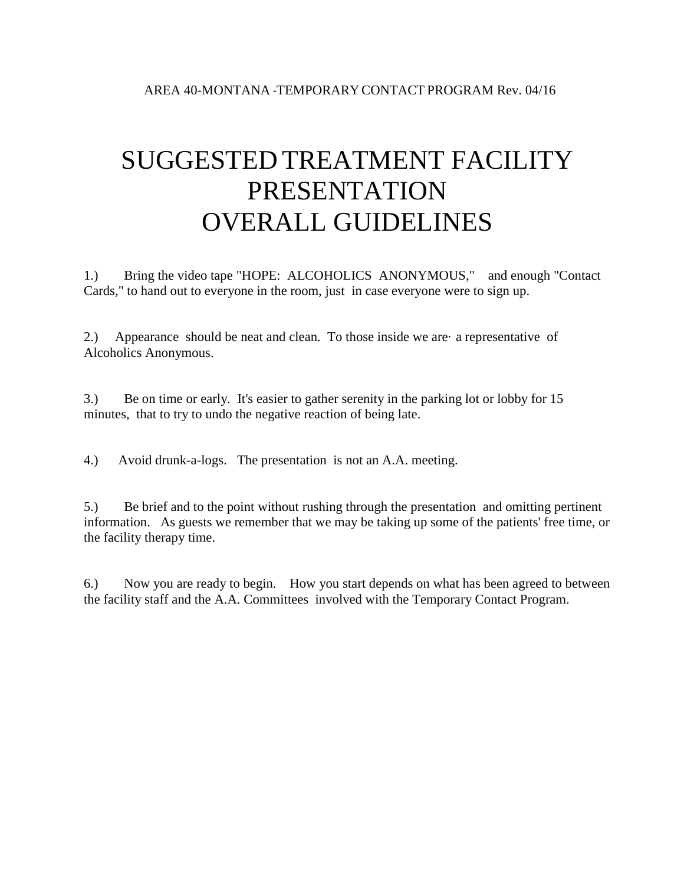AREA 40-MONTANA -TEMPORARY CONTACT PROGRAM Rev. 04/16

# SUGGESTED TREATMENT FACILITY PRESENTATION OVERALL GUIDELINES

1.) Bring the video tape "HOPE: ALCOHOLICS ANONYMOUS," and enough "Contact Cards," to hand out to everyone in the room, just in case everyone were to sign up.

2.) Appearance should be neat and clean. To those inside we are· a representative of Alcoholics Anonymous.

3.) Be on time or early. It's easier to gather serenity in the parking lot or lobby for 15 minutes, that to try to undo the negative reaction of being late.

4.) Avoid drunk-a-logs. The presentation is not an A.A. meeting.

5.) Be brief and to the point without rushing through the presentation and omitting pertinent information. As guests we remember that we may be taking up some of the patients' free time, or the facility therapy time.

6.) Now you are ready to begin. How you start depends on what has been agreed to between the facility staff and the A.A. Committees involved with the Temporary Contact Program.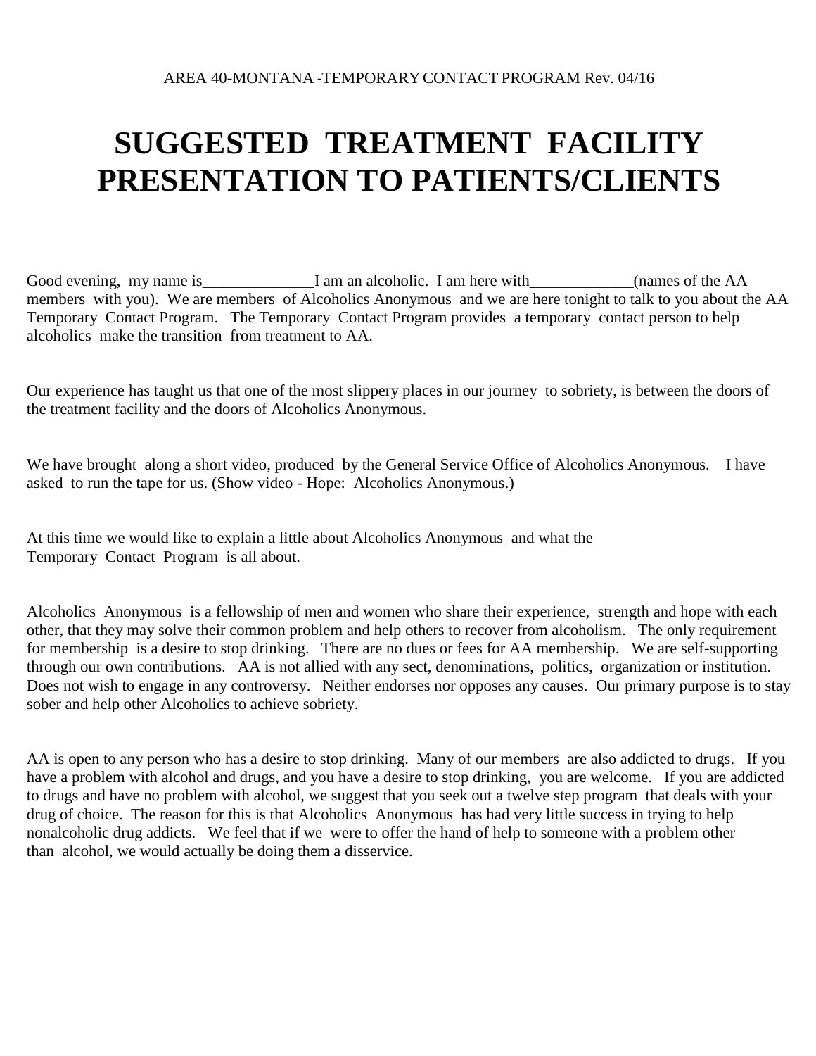AREA 40-MONTANA -TEMPORARY CONTACT PROGRAM Rev. 04/16

# SUGGESTED TREATMENT FACILITY PRESENTATION TO PATIENTS/CLIENTS

Good evening, my name is______________I am an alcoholic. I am here with_____________(names of the AA members with you). We are members of Alcoholics Anonymous and we are here tonight to talk to you about the AA Temporary Contact Program. The Temporary Contact Program provides a temporary contact person to help alcoholics make the transition from treatment to AA.

Our experience has taught us that one of the most slippery places in our journey to sobriety, is between the doors of the treatment facility and the doors of Alcoholics Anonymous.

We have brought along a short video, produced by the General Service Office of Alcoholics Anonymous. I have asked to run the tape for us. (Show video - Hope: Alcoholics Anonymous.)

At this time we would like to explain a little about Alcoholics Anonymous and what the Temporary Contact Program is all about.

Alcoholics Anonymous is a fellowship of men and women who share their experience, strength and hope with each other, that they may solve their common problem and help others to recover from alcoholism. The only requirement for membership is a desire to stop drinking. There are no dues or fees for AA membership. We are self-supporting through our own contributions. AA is not allied with any sect, denominations, politics, organization or institution. Does not wish to engage in any controversy. Neither endorses nor opposes any causes. Our primary purpose is to stay sober and help other Alcoholics to achieve sobriety.

AA is open to any person who has a desire to stop drinking. Many of our members are also addicted to drugs. If you have a problem with alcohol and drugs, and you have a desire to stop drinking, you are welcome. If you are addicted to drugs and have no problem with alcohol, we suggest that you seek out a twelve step program that deals with your drug of choice. The reason for this is that Alcoholics Anonymous has had very little success in trying to help nonalcoholic drug addicts. We feel that if we were to offer the hand of help to someone with a problem other than alcohol, we would actually be doing them a disservice.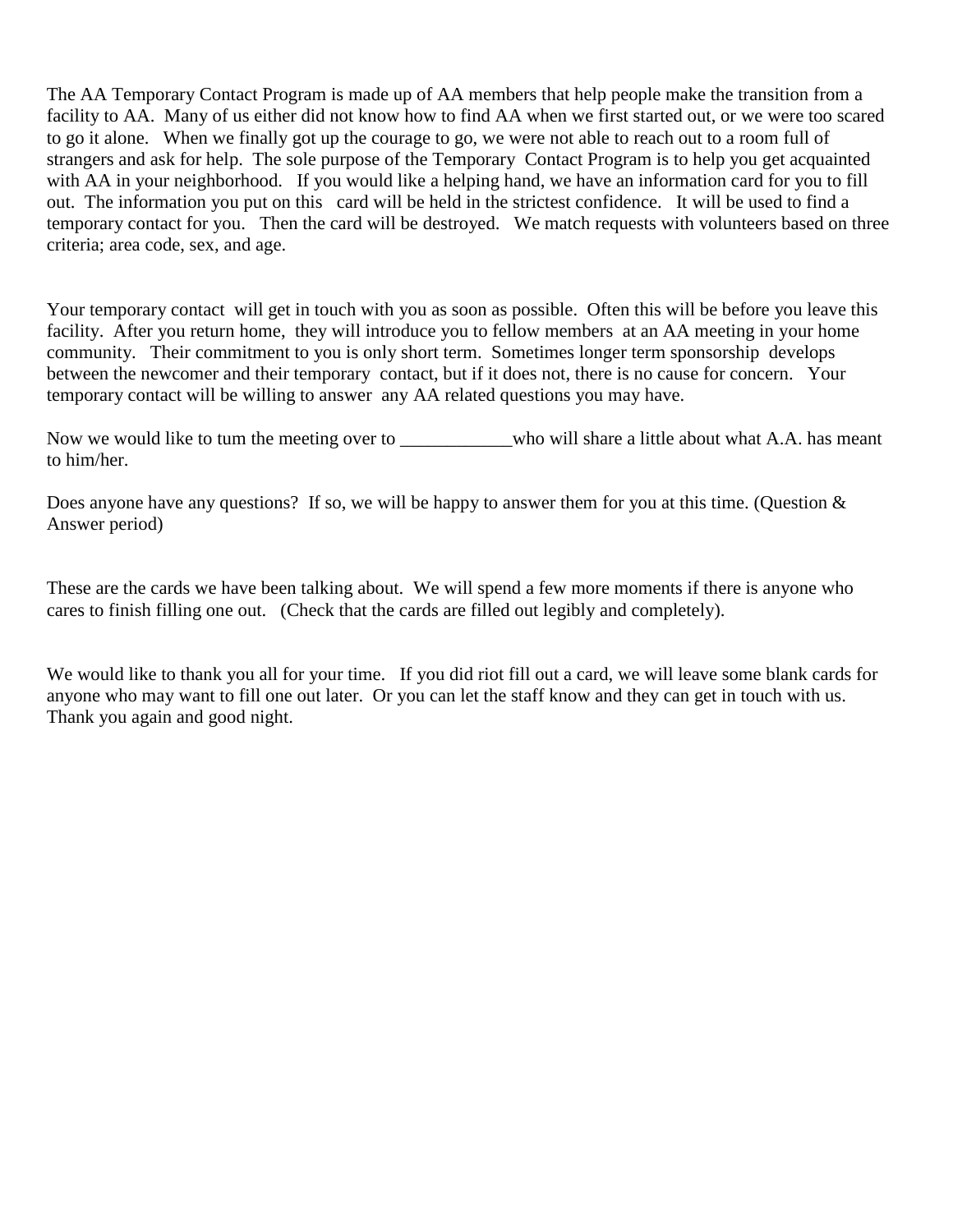The AA Temporary Contact Program is made up of AA members that help people make the transition from a facility to AA. Many of us either did not know how to find AA when we first started out, or we were too scared to go it alone. When we finally got up the courage to go, we were not able to reach out to a room full of strangers and ask for help. The sole purpose of the Temporary Contact Program is to help you get acquainted with AA in your neighborhood. If you would like a helping hand, we have an information card for you to fill out. The information you put on this card will be held in the strictest confidence. It will be used to find a temporary contact for you. Then the card will be destroyed. We match requests with volunteers based on three criteria; area code, sex, and age.

Your temporary contact will get in touch with you as soon as possible. Often this will be before you leave this facility. After you return home, they will introduce you to fellow members at an AA meeting in your home community. Their commitment to you is only short term. Sometimes longer term sponsorship develops between the newcomer and their temporary contact, but if it does not, there is no cause for concern. Your temporary contact will be willing to answer any AA related questions you may have.

Now we would like to tum the meeting over to ____________who will share a little about what A.A. has meant to him/her.

Does anyone have any questions? If so, we will be happy to answer them for you at this time. (Question & Answer period)

These are the cards we have been talking about. We will spend a few more moments if there is anyone who cares to finish filling one out. (Check that the cards are filled out legibly and completely).

We would like to thank you all for your time. If you did riot fill out a card, we will leave some blank cards for anyone who may want to fill one out later. Or you can let the staff know and they can get in touch with us. Thank you again and good night.